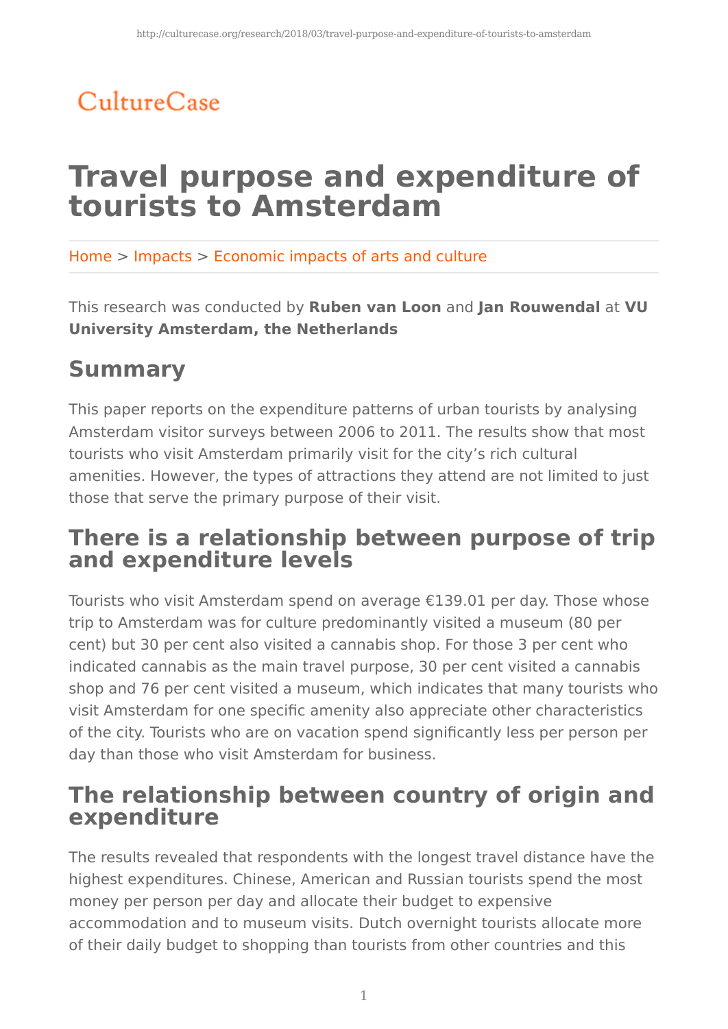CultureCase

# Travel purpose and expenditure of tourists to Amsterdam

Home > Impacts > Economic impacts of arts and culture

This research was conducted by **Ruben van Loon** and **Jan Rouwendal** at **VU University Amsterdam, the Netherlands**

## Summary

This paper reports on the expenditure patterns of urban tourists by analysing Amsterdam visitor surveys between 2006 to 2011. The results show that most tourists who visit Amsterdam primarily visit for the city's rich cultural amenities. However, the types of attractions they attend are not limited to just those that serve the primary purpose of their visit.

## There is a relationship between purpose of trip and expenditure levels

Tourists who visit Amsterdam spend on average €139.01 per day. Those whose trip to Amsterdam was for culture predominantly visited a museum (80 per cent) but 30 per cent also visited a cannabis shop. For those 3 per cent who indicated cannabis as the main travel purpose, 30 per cent visited a cannabis shop and 76 per cent visited a museum, which indicates that many tourists who visit Amsterdam for one specific amenity also appreciate other characteristics of the city. Tourists who are on vacation spend significantly less per person per day than those who visit Amsterdam for business.

## The relationship between country of origin and expenditure

The results revealed that respondents with the longest travel distance have the highest expenditures. Chinese, American and Russian tourists spend the most money per person per day and allocate their budget to expensive accommodation and to museum visits. Dutch overnight tourists allocate more of their daily budget to shopping than tourists from other countries and this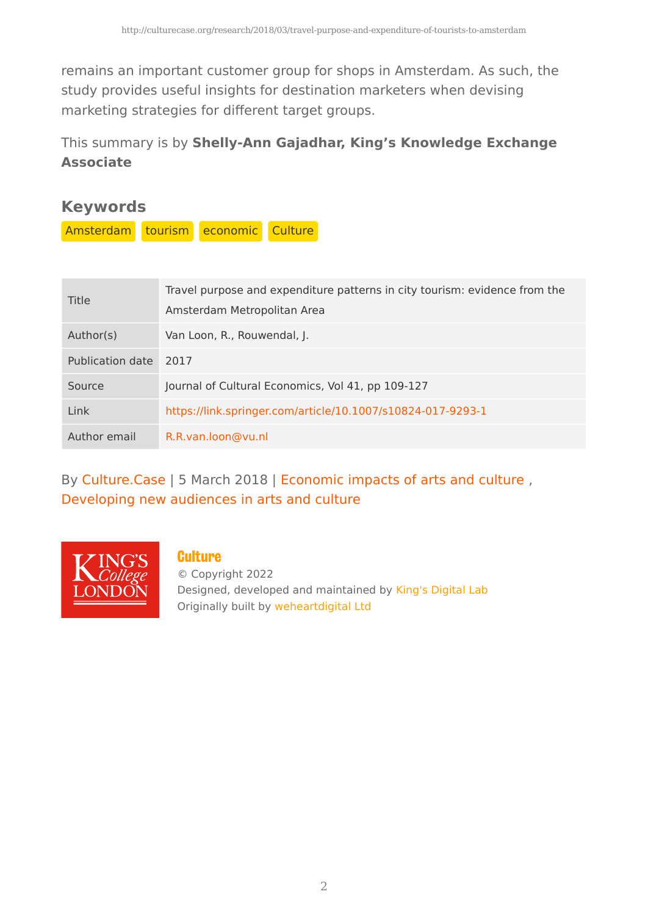remains an important customer group for shops in Amsterdam. As such, the study provides useful insights for destination marketers when devising marketing strategies for different target groups.

This summary is by **Shelly-Ann Gajadhar, King's Knowledge Exchange Associate**

## Keywords

Amsterdam tourism economic Culture

| | |
|---|---|
| Title | Travel purpose and expenditure patterns in city tourism: evidence from the Amsterdam Metropolitan Area |
| Author(s) | Van Loon, R., Rouwendal, J. |
| Publication date | 2017 |
| Source | Journal of Cultural Economics, Vol 41, pp 109-127 |
| Link | https://link.springer.com/article/10.1007/s10824-017-9293-1 |
| Author email | R.R.van.loon@vu.nl |

By Culture.Case | 5 March 2018 | Economic impacts of arts and culture , Developing new audiences in arts and culture

KING'S College LONDON

Culture
© Copyright 2022
Designed, developed and maintained by King's Digital Lab
Originally built by weheartdigital Ltd